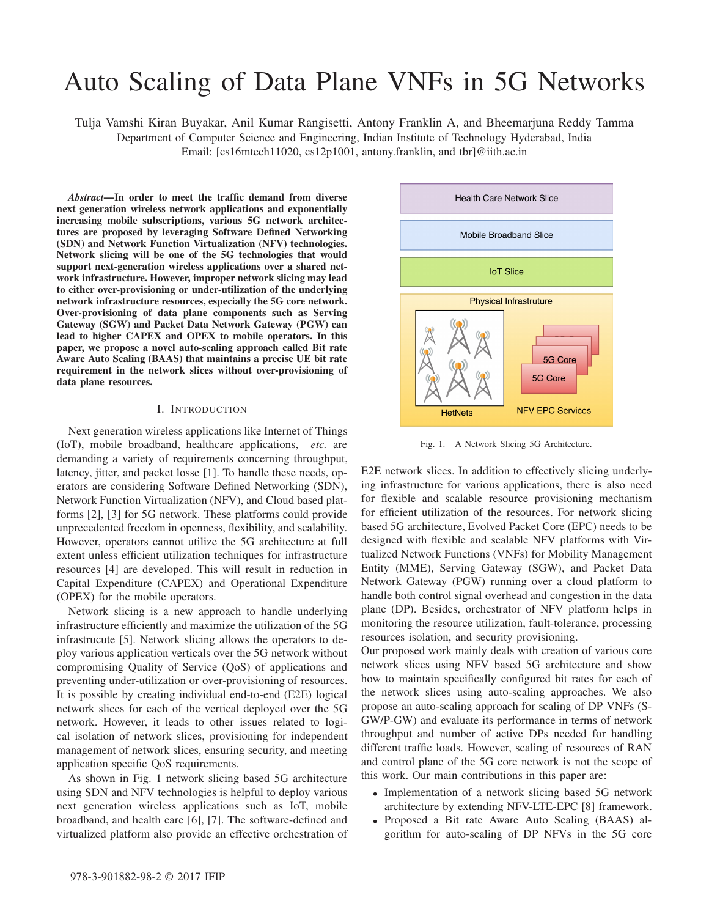# Auto Scaling of Data Plane VNFs in 5G Networks

Tulja Vamshi Kiran Buyakar, Anil Kumar Rangisetti, Antony Franklin A, and Bheemarjuna Reddy Tamma
Department of Computer Science and Engineering, Indian Institute of Technology Hyderabad, India
Email: [cs16mtech11020, cs12p1001, antony.franklin, and tbr]@iith.ac.in

***Abstract*—In order to meet the traffic demand from diverse next generation wireless network applications and exponentially increasing mobile subscriptions, various 5G network architectures are proposed by leveraging Software Defined Networking (SDN) and Network Function Virtualization (NFV) technologies. Network slicing will be one of the 5G technologies that would support next-generation wireless applications over a shared network infrastructure. However, improper network slicing may lead to either over-provisioning or under-utilization of the underlying network infrastructure resources, especially the 5G core network. Over-provisioning of data plane components such as Serving Gateway (SGW) and Packet Data Network Gateway (PGW) can lead to higher CAPEX and OPEX to mobile operators. In this paper, we propose a novel auto-scaling approach called Bit rate Aware Auto Scaling (BAAS) that maintains a precise UE bit rate requirement in the network slices without over-provisioning of data plane resources.**

## I. Introduction

Next generation wireless applications like Internet of Things (IoT), mobile broadband, healthcare applications, *etc.* are demanding a variety of requirements concerning throughput, latency, jitter, and packet losse [1]. To handle these needs, operators are considering Software Defined Networking (SDN), Network Function Virtualization (NFV), and Cloud based platforms [2], [3] for 5G network. These platforms could provide unprecedented freedom in openness, flexibility, and scalability. However, operators cannot utilize the 5G architecture at full extent unless efficient utilization techniques for infrastructure resources [4] are developed. This will result in reduction in Capital Expenditure (CAPEX) and Operational Expenditure (OPEX) for the mobile operators.

Network slicing is a new approach to handle underlying infrastructure efficiently and maximize the utilization of the 5G infrastrucute [5]. Network slicing allows the operators to deploy various application verticals over the 5G network without compromising Quality of Service (QoS) of applications and preventing under-utilization or over-provisioning of resources. It is possible by creating individual end-to-end (E2E) logical network slices for each of the vertical deployed over the 5G network. However, it leads to other issues related to logical isolation of network slices, provisioning for independent management of network slices, ensuring security, and meeting application specific QoS requirements.

As shown in Fig. 1 network slicing based 5G architecture using SDN and NFV technologies is helpful to deploy various next generation wireless applications such as IoT, mobile broadband, and health care [6], [7]. The software-defined and virtualized platform also provide an effective orchestration of E2E network slices. In addition to effectively slicing underlying infrastructure for various applications, there is also need for flexible and scalable resource provisioning mechanism for efficient utilization of the resources. For network slicing based 5G architecture, Evolved Packet Core (EPC) needs to be designed with flexible and scalable NFV platforms with Virtualized Network Functions (VNFs) for Mobility Management Entity (MME), Serving Gateway (SGW), and Packet Data Network Gateway (PGW) running over a cloud platform to handle both control signal overhead and congestion in the data plane (DP). Besides, orchestrator of NFV platform helps in monitoring the resource utilization, fault-tolerance, processing resources isolation, and security provisioning.

Health Care Network Slice

Mobile Broadband Slice

IoT Slice

Physical Infrastruture

HetNets

5G Core

5G Core

NFV EPC Services

Fig. 1. A Network Slicing 5G Architecture.

Our proposed work mainly deals with creation of various core network slices using NFV based 5G architecture and show how to maintain specifically configured bit rates for each of the network slices using auto-scaling approaches. We also propose an auto-scaling approach for scaling of DP VNFs (S-GW/P-GW) and evaluate its performance in terms of network throughput and number of active DPs needed for handling different traffic loads. However, scaling of resources of RAN and control plane of the 5G core network is not the scope of this work. Our main contributions in this paper are:

- Implementation of a network slicing based 5G network architecture by extending NFV-LTE-EPC [8] framework.
- Proposed a Bit rate Aware Auto Scaling (BAAS) algorithm for auto-scaling of DP NFVs in the 5G core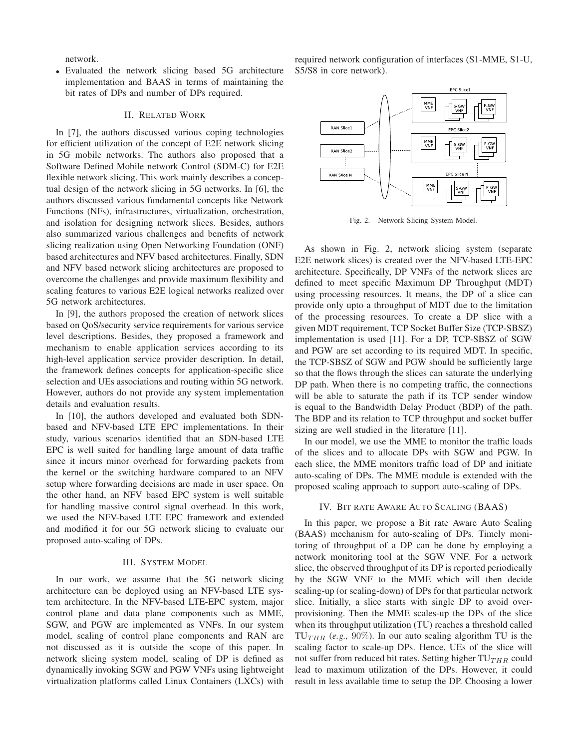network.

- Evaluated the network slicing based 5G architecture implementation and BAAS in terms of maintaining the bit rates of DPs and number of DPs required.

## II. Related Work

In [7], the authors discussed various coping technologies for efficient utilization of the concept of E2E network slicing in 5G mobile networks. The authors also proposed that a Software Defined Mobile network Control (SDM-C) for E2E flexible network slicing. This work mainly describes a conceptual design of the network slicing in 5G networks. In [6], the authors discussed various fundamental concepts like Network Functions (NFs), infrastructures, virtualization, orchestration, and isolation for designing network slices. Besides, authors also summarized various challenges and benefits of network slicing realization using Open Networking Foundation (ONF) based architectures and NFV based architectures. Finally, SDN and NFV based network slicing architectures are proposed to overcome the challenges and provide maximum flexibility and scaling features to various E2E logical networks realized over 5G network architectures.

In [9], the authors proposed the creation of network slices based on QoS/security service requirements for various service level descriptions. Besides, they proposed a framework and mechanism to enable application services according to its high-level application service provider description. In detail, the framework defines concepts for application-specific slice selection and UEs associations and routing within 5G network. However, authors do not provide any system implementation details and evaluation results.

In [10], the authors developed and evaluated both SDN-based and NFV-based LTE EPC implementations. In their study, various scenarios identified that an SDN-based LTE EPC is well suited for handling large amount of data traffic since it incurs minor overhead for forwarding packets from the kernel or the switching hardware compared to an NFV setup where forwarding decisions are made in user space. On the other hand, an NFV based EPC system is well suitable for handling massive control signal overhead. In this work, we used the NFV-based LTE EPC framework and extended and modified it for our 5G network slicing to evaluate our proposed auto-scaling of DPs.

## III. System Model

In our work, we assume that the 5G network slicing architecture can be deployed using an NFV-based LTE system architecture. In the NFV-based LTE-EPC system, major control plane and data plane components such as MME, SGW, and PGW are implemented as VNFs. In our system model, scaling of control plane components and RAN are not discussed as it is outside the scope of this paper. In network slicing system model, scaling of DP is defined as dynamically invoking SGW and PGW VNFs using lightweight virtualization platforms called Linux Containers (LXCs) with required network configuration of interfaces (S1-MME, S1-U, S5/S8 in core network).

Fig. 2. Network Slicing System Model.

As shown in Fig. 2, network slicing system (separate E2E network slices) is created over the NFV-based LTE-EPC architecture. Specifically, DP VNFs of the network slices are defined to meet specific Maximum DP Throughput (MDT) using processing resources. It means, the DP of a slice can provide only upto a throughput of MDT due to the limitation of the processing resources. To create a DP slice with a given MDT requirement, TCP Socket Buffer Size (TCP-SBSZ) implementation is used [11]. For a DP, TCP-SBSZ of SGW and PGW are set according to its required MDT. In specific, the TCP-SBSZ of SGW and PGW should be sufficiently large so that the flows through the slices can saturate the underlying DP path. When there is no competing traffic, the connections will be able to saturate the path if its TCP sender window is equal to the Bandwidth Delay Product (BDP) of the path. The BDP and its relation to TCP throughput and socket buffer sizing are well studied in the literature [11].

In our model, we use the MME to monitor the traffic loads of the slices and to allocate DPs with SGW and PGW. In each slice, the MME monitors traffic load of DP and initiate auto-scaling of DPs. The MME module is extended with the proposed scaling approach to support auto-scaling of DPs.

## IV. Bit rate Aware Auto Scaling (BAAS)

In this paper, we propose a Bit rate Aware Auto Scaling (BAAS) mechanism for auto-scaling of DPs. Timely monitoring of throughput of a DP can be done by employing a network monitoring tool at the SGW VNF. For a network slice, the observed throughput of its DP is reported periodically by the SGW VNF to the MME which will then decide scaling-up (or scaling-down) of DPs for that particular network slice. Initially, a slice starts with single DP to avoid over-provisioning. Then the MME scales-up the DPs of the slice when its throughput utilization (TU) reaches a threshold called $TU_{THR}$ (*e.g.,* $90\%$). In our auto scaling algorithm TU is the scaling factor to scale-up DPs. Hence, UEs of the slice will not suffer from reduced bit rates. Setting higher $TU_{THR}$ could lead to maximum utilization of the DPs. However, it could result in less available time to setup the DP. Choosing a lower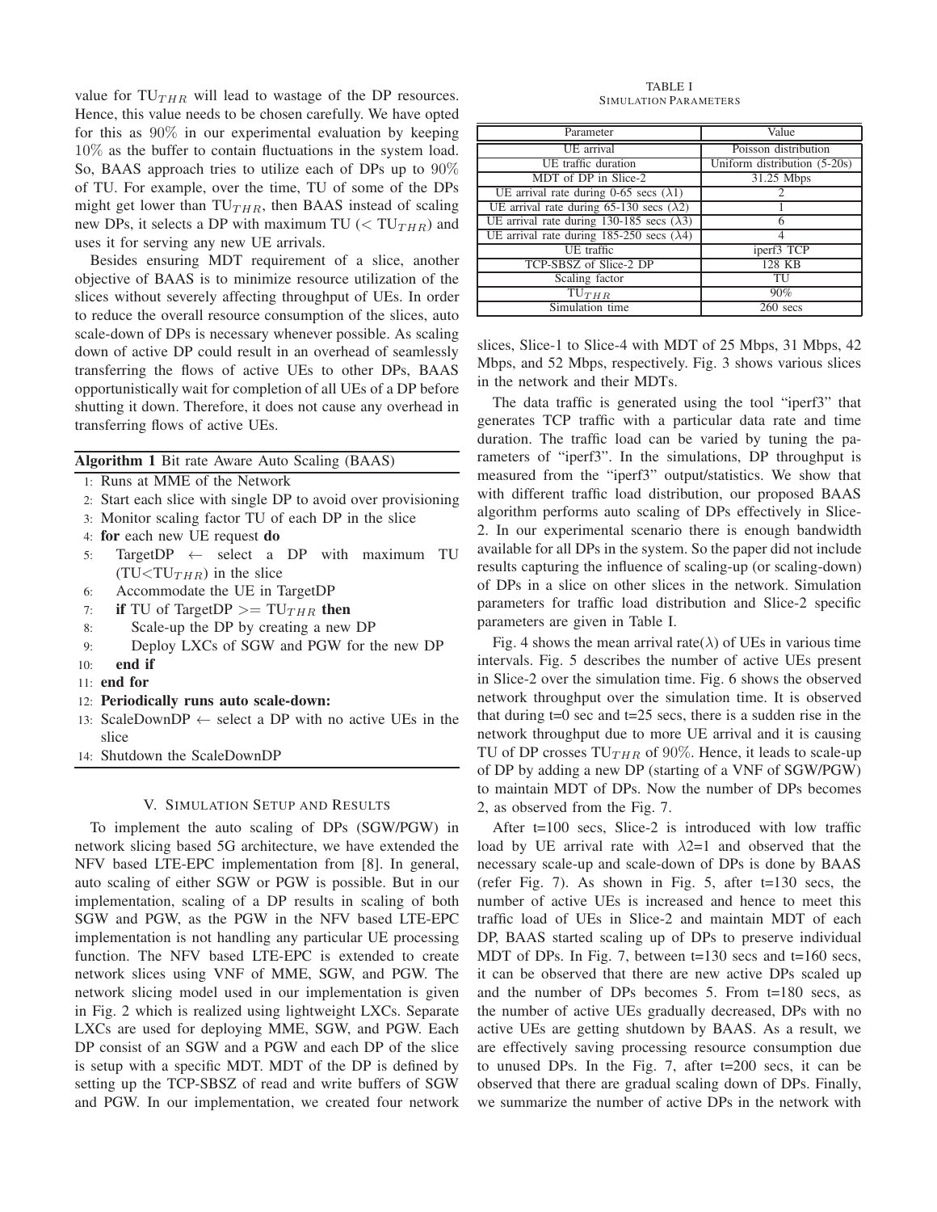value for $TU_{THR}$ will lead to wastage of the DP resources. Hence, this value needs to be chosen carefully. We have opted for this as 90% in our experimental evaluation by keeping 10% as the buffer to contain fluctuations in the system load. So, BAAS approach tries to utilize each of DPs up to 90% of TU. For example, over the time, TU of some of the DPs might get lower than $TU_{THR}$, then BAAS instead of scaling new DPs, it selects a DP with maximum TU ($< TU_{THR}$) and uses it for serving any new UE arrivals.

Besides ensuring MDT requirement of a slice, another objective of BAAS is to minimize resource utilization of the slices without severely affecting throughput of UEs. In order to reduce the overall resource consumption of the slices, auto scale-down of DPs is necessary whenever possible. As scaling down of active DP could result in an overhead of seamlessly transferring the flows of active UEs to other DPs, BAAS opportunistically wait for completion of all UEs of a DP before shutting it down. Therefore, it does not cause any overhead in transferring flows of active UEs.

**Algorithm 1** Bit rate Aware Auto Scaling (BAAS)

```
1:  Runs at MME of the Network
2:  Start each slice with single DP to avoid over provisioning
3:  Monitor scaling factor TU of each DP in the slice
4:  for each new UE request do
5:      TargetDP ← select a DP with maximum TU
        (TU<TU_THR) in the slice
6:      Accommodate the UE in TargetDP
7:      if TU of TargetDP >= TU_THR then
8:          Scale-up the DP by creating a new DP
9:          Deploy LXCs of SGW and PGW for the new DP
10:     end if
11: end for
12: Periodically runs auto scale-down:
13: ScaleDownDP ← select a DP with no active UEs in the
    slice
14: Shutdown the ScaleDownDP
```

## V. Simulation Setup and Results

To implement the auto scaling of DPs (SGW/PGW) in network slicing based 5G architecture, we have extended the NFV based LTE-EPC implementation from [8]. In general, auto scaling of either SGW or PGW is possible. But in our implementation, scaling of a DP results in scaling of both SGW and PGW, as the PGW in the NFV based LTE-EPC implementation is not handling any particular UE processing function. The NFV based LTE-EPC is extended to create network slices using VNF of MME, SGW, and PGW. The network slicing model used in our implementation is given in Fig. 2 which is realized using lightweight LXCs. Separate LXCs are used for deploying MME, SGW, and PGW. Each DP consist of an SGW and a PGW and each DP of the slice is setup with a specific MDT. MDT of the DP is defined by setting up the TCP-SBSZ of read and write buffers of SGW and PGW. In our implementation, we created four network slices, Slice-1 to Slice-4 with MDT of 25 Mbps, 31 Mbps, 42 Mbps, and 52 Mbps, respectively. Fig. 3 shows various slices in the network and their MDTs.

TABLE I
Simulation Parameters

| Parameter | Value |
|---|---|
| UE arrival | Poisson distribution |
| UE traffic duration | Uniform distribution (5-20s) |
| MDT of DP in Slice-2 | 31.25 Mbps |
| UE arrival rate during 0-65 secs ($\lambda1$) | 2 |
| UE arrival rate during 65-130 secs ($\lambda2$) | 1 |
| UE arrival rate during 130-185 secs ($\lambda3$) | 6 |
| UE arrival rate during 185-250 secs ($\lambda4$) | 4 |
| UE traffic | iperf3 TCP |
| TCP-SBSZ of Slice-2 DP | 128 KB |
| Scaling factor | TU |
| $TU_{THR}$ | 90% |
| Simulation time | 260 secs |

The data traffic is generated using the tool "iperf3" that generates TCP traffic with a particular data rate and time duration. The traffic load can be varied by tuning the parameters of "iperf3". In the simulations, DP throughput is measured from the "iperf3" output/statistics. We show that with different traffic load distribution, our proposed BAAS algorithm performs auto scaling of DPs effectively in Slice-2. In our experimental scenario there is enough bandwidth available for all DPs in the system. So the paper did not include results capturing the influence of scaling-up (or scaling-down) of DPs in a slice on other slices in the network. Simulation parameters for traffic load distribution and Slice-2 specific parameters are given in Table I.

Fig. 4 shows the mean arrival rate($\lambda$) of UEs in various time intervals. Fig. 5 describes the number of active UEs present in Slice-2 over the simulation time. Fig. 6 shows the observed network throughput over the simulation time. It is observed that during t=0 sec and t=25 secs, there is a sudden rise in the network throughput due to more UE arrival and it is causing TU of DP crosses $TU_{THR}$ of 90%. Hence, it leads to scale-up of DP by adding a new DP (starting of a VNF of SGW/PGW) to maintain MDT of DPs. Now the number of DPs becomes 2, as observed from the Fig. 7.

After t=100 secs, Slice-2 is introduced with low traffic load by UE arrival rate with $\lambda2$=1 and observed that the necessary scale-up and scale-down of DPs is done by BAAS (refer Fig. 7). As shown in Fig. 5, after t=130 secs, the number of active UEs is increased and hence to meet this traffic load of UEs in Slice-2 and maintain MDT of each DP, BAAS started scaling up of DPs to preserve individual MDT of DPs. In Fig. 7, between t=130 secs and t=160 secs, it can be observed that there are new active DPs scaled up and the number of DPs becomes 5. From t=180 secs, as the number of active UEs gradually decreased, DPs with no active UEs are getting shutdown by BAAS. As a result, we are effectively saving processing resource consumption due to unused DPs. In the Fig. 7, after t=200 secs, it can be observed that there are gradual scaling down of DPs. Finally, we summarize the number of active DPs in the network with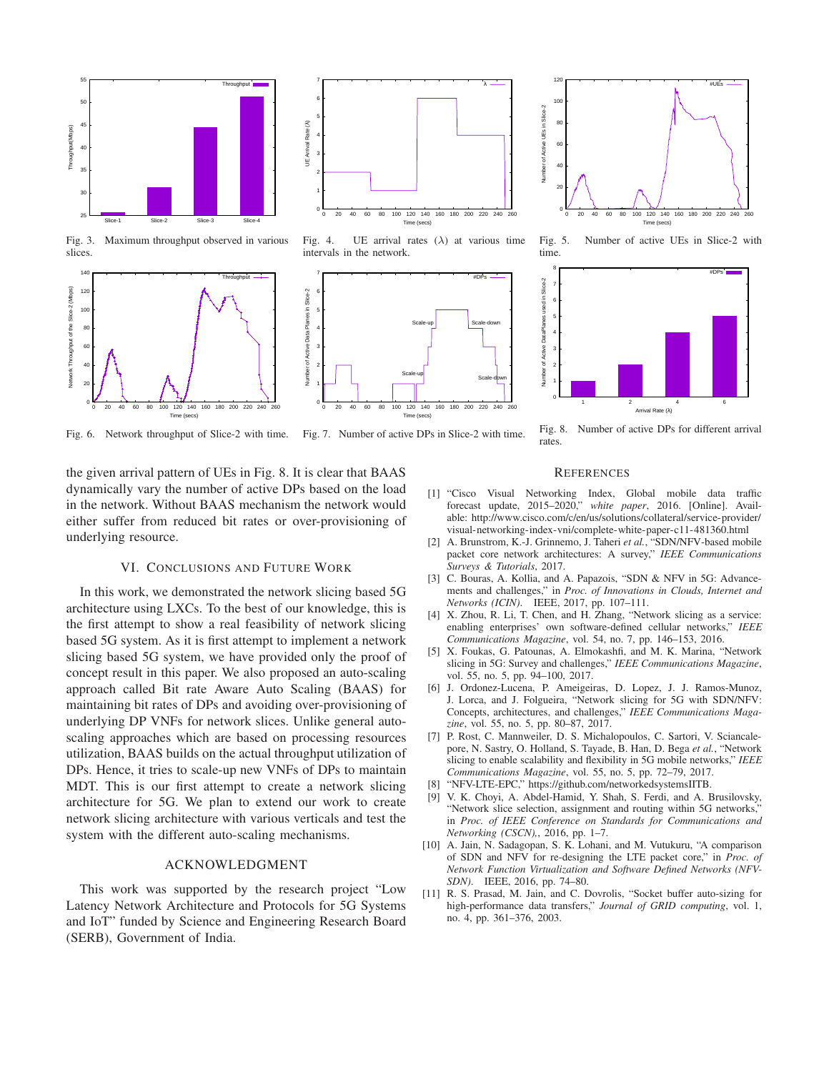Throughput
55
50
45
40
35
30
25
Throughput(Mbps)
Slice-1 Slice-2 Slice-3 Slice-4

Fig. 3. Maximum throughput observed in various slices.

λ
7
6
5
4
3
2
1
0
UE Arrival Rate (λ)
0 20 40 60 80 100 120 140 160 180 200 220 240 260
Time (secs)

Fig. 4. UE arrival rates (λ) at various time intervals in the network.

#UEs
120
100
80
60
40
20
0
Number of Active UEs in Slice-2
0 20 40 60 80 100 120 140 160 180 200 220 240 260
Time (secs)

Fig. 5. Number of active UEs in Slice-2 with time.

Throughput
140
120
100
80
60
40
20
0
Network Throughput of the Slice-2 (Mbps)
0 20 40 60 80 100 120 140 160 180 200 220 240 260
Time (secs)

Fig. 6. Network throughput of Slice-2 with time.

#DPs
7
6
5
4
3
2
1
0
Number of Active Data Planes in Slice-2
Scale-up
Scale-down
Scale-up
Scale-down
0 20 40 60 80 100 120 140 160 180 200 220 240 260
Time (secs)

Fig. 7. Number of active DPs in Slice-2 with time.

#DPs
8
7
6
5
4
3
2
1
0
Number of Active DataPlanes used in Slice-2
1 2 4 6
Arrival Rate (λ)

Fig. 8. Number of active DPs for different arrival rates.

the given arrival pattern of UEs in Fig. 8. It is clear that BAAS dynamically vary the number of active DPs based on the load in the network. Without BAAS mechanism the network would either suffer from reduced bit rates or over-provisioning of underlying resource.

## VI. Conclusions and Future Work

In this work, we demonstrated the network slicing based 5G architecture using LXCs. To the best of our knowledge, this is the first attempt to show a real feasibility of network slicing based 5G system. As it is first attempt to implement a network slicing based 5G system, we have provided only the proof of concept result in this paper. We also proposed an auto-scaling approach called Bit rate Aware Auto Scaling (BAAS) for maintaining bit rates of DPs and avoiding over-provisioning of underlying DP VNFs for network slices. Unlike general auto-scaling approaches which are based on processing resources utilization, BAAS builds on the actual throughput utilization of DPs. Hence, it tries to scale-up new VNFs of DPs to maintain MDT. This is our first attempt to create a network slicing architecture for 5G. We plan to extend our work to create network slicing architecture with various verticals and test the system with the different auto-scaling mechanisms.

## Acknowledgment

This work was supported by the research project "Low Latency Network Architecture and Protocols for 5G Systems and IoT" funded by Science and Engineering Research Board (SERB), Government of India.

## References

[1] "Cisco Visual Networking Index, Global mobile data traffic forecast update, 2015–2020," *white paper*, 2016. [Online]. Available: http://www.cisco.com/c/en/us/solutions/collateral/service-provider/visual-networking-index-vni/complete-white-paper-c11-481360.html

[2] A. Brunstrom, K.-J. Grinnemo, J. Taheri *et al.*, "SDN/NFV-based mobile packet core network architectures: A survey," *IEEE Communications Surveys & Tutorials*, 2017.

[3] C. Bouras, A. Kollia, and A. Papazois, "SDN & NFV in 5G: Advancements and challenges," in *Proc. of Innovations in Clouds, Internet and Networks (ICIN)*. IEEE, 2017, pp. 107–111.

[4] X. Zhou, R. Li, T. Chen, and H. Zhang, "Network slicing as a service: enabling enterprises' own software-defined cellular networks," *IEEE Communications Magazine*, vol. 54, no. 7, pp. 146–153, 2016.

[5] X. Foukas, G. Patounas, A. Elmokashfi, and M. K. Marina, "Network slicing in 5G: Survey and challenges," *IEEE Communications Magazine*, vol. 55, no. 5, pp. 94–100, 2017.

[6] J. Ordonez-Lucena, P. Ameigeiras, D. Lopez, J. J. Ramos-Munoz, J. Lorca, and J. Folgueira, "Network slicing for 5G with SDN/NFV: Concepts, architectures, and challenges," *IEEE Communications Magazine*, vol. 55, no. 5, pp. 80–87, 2017.

[7] P. Rost, C. Mannweiler, D. S. Michalopoulos, C. Sartori, V. Sciancalepore, N. Sastry, O. Holland, S. Tayade, B. Han, D. Bega *et al.*, "Network slicing to enable scalability and flexibility in 5G mobile networks," *IEEE Communications Magazine*, vol. 55, no. 5, pp. 72–79, 2017.

[8] "NFV-LTE-EPC," https://github.com/networkedsystemsIITB.

[9] V. K. Choyi, A. Abdel-Hamid, Y. Shah, S. Ferdi, and A. Brusilovsky, "Network slice selection, assignment and routing within 5G networks," in *Proc. of IEEE Conference on Standards for Communications and Networking (CSCN),*, 2016, pp. 1–7.

[10] A. Jain, N. Sadagopan, S. K. Lohani, and M. Vutukuru, "A comparison of SDN and NFV for re-designing the LTE packet core," in *Proc. of Network Function Virtualization and Software Defined Networks (NFV-SDN)*. IEEE, 2016, pp. 74–80.

[11] R. S. Prasad, M. Jain, and C. Dovrolis, "Socket buffer auto-sizing for high-performance data transfers," *Journal of GRID computing*, vol. 1, no. 4, pp. 361–376, 2003.